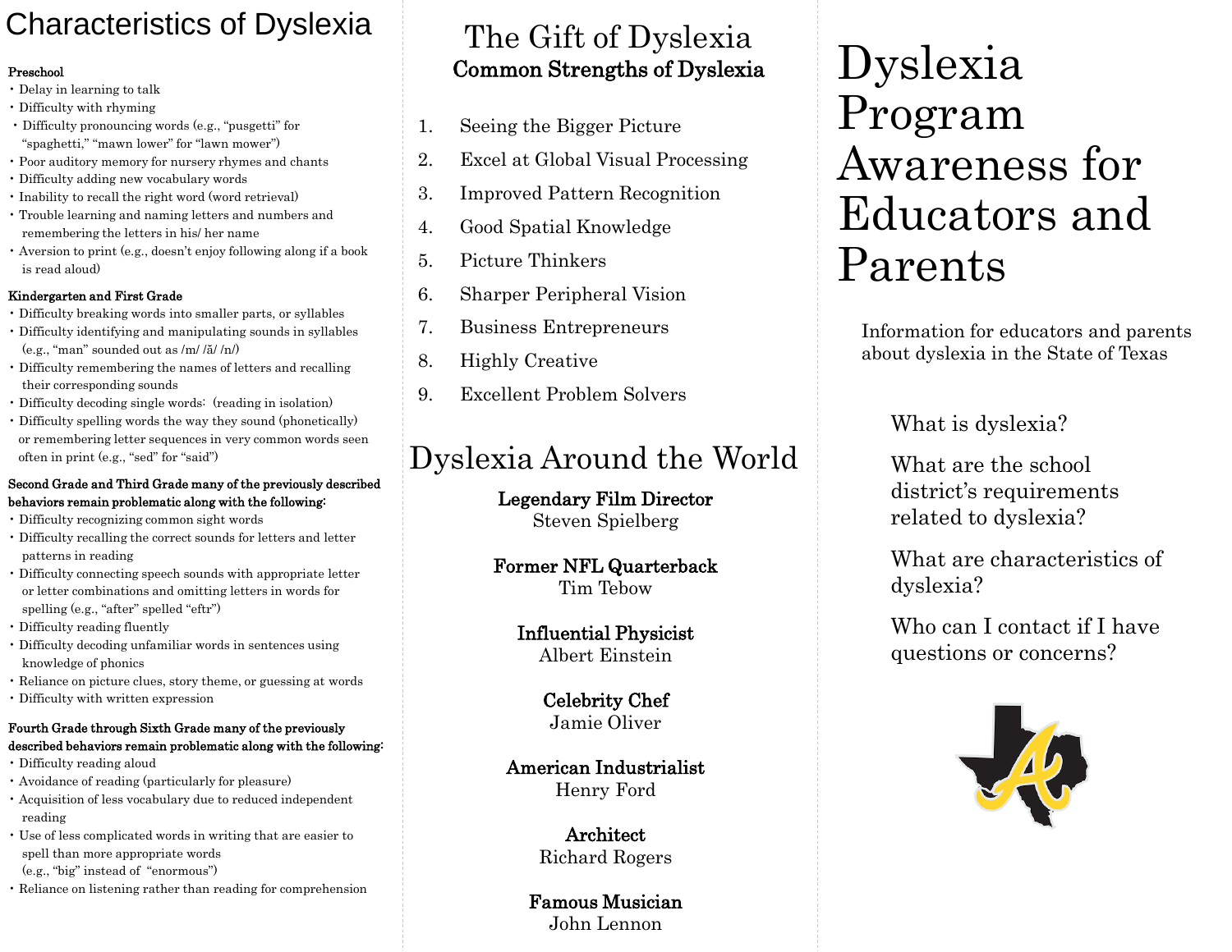# Characteristics of Dyslexia

**Preschool**

- Delay in learning to talk
- Difficulty with rhyming
- Difficulty pronouncing words (e.g., "pusgetti" for "spaghetti," "mawn lower" for "lawn mower")
- Poor auditory memory for nursery rhymes and chants
- Difficulty adding new vocabulary words
- Inability to recall the right word (word retrieval)
- Trouble learning and naming letters and numbers and remembering the letters in his/ her name
- Aversion to print (e.g., doesn't enjoy following along if a book is read aloud)

**Kindergarten and First Grade**

- Difficulty breaking words into smaller parts, or syllables
- Difficulty identifying and manipulating sounds in syllables (e.g., "man" sounded out as /m/ /ă/ /n/)
- Difficulty remembering the names of letters and recalling their corresponding sounds
- Difficulty decoding single words: (reading in isolation)
- Difficulty spelling words the way they sound (phonetically) or remembering letter sequences in very common words seen often in print (e.g., "sed" for "said")

**Second Grade and Third Grade many of the previously described behaviors remain problematic along with the following:**

- Difficulty recognizing common sight words
- Difficulty recalling the correct sounds for letters and letter patterns in reading
- Difficulty connecting speech sounds with appropriate letter or letter combinations and omitting letters in words for spelling (e.g., "after" spelled "eftr")
- Difficulty reading fluently
- Difficulty decoding unfamiliar words in sentences using knowledge of phonics
- Reliance on picture clues, story theme, or guessing at words
- Difficulty with written expression

**Fourth Grade through Sixth Grade many of the previously described behaviors remain problematic along with the following:**

- Difficulty reading aloud
- Avoidance of reading (particularly for pleasure)
- Acquisition of less vocabulary due to reduced independent reading
- Use of less complicated words in writing that are easier to spell than more appropriate words (e.g., "big" instead of "enormous")
- Reliance on listening rather than reading for comprehension

# The Gift of Dyslexia

## Common Strengths of Dyslexia

1. Seeing the Bigger Picture
2. Excel at Global Visual Processing
3. Improved Pattern Recognition
4. Good Spatial Knowledge
5. Picture Thinkers
6. Sharper Peripheral Vision
7. Business Entrepreneurs
8. Highly Creative
9. Excellent Problem Solvers

# Dyslexia Around the World

**Legendary Film Director**
Steven Spielberg

**Former NFL Quarterback**
Tim Tebow

**Influential Physicist**
Albert Einstein

**Celebrity Chef**
Jamie Oliver

**American Industrialist**
Henry Ford

**Architect**
Richard Rogers

**Famous Musician**
John Lennon

# Dyslexia Program Awareness for Educators and Parents

Information for educators and parents about dyslexia in the State of Texas

What is dyslexia?

What are the school district's requirements related to dyslexia?

What are characteristics of dyslexia?

Who can I contact if I have questions or concerns?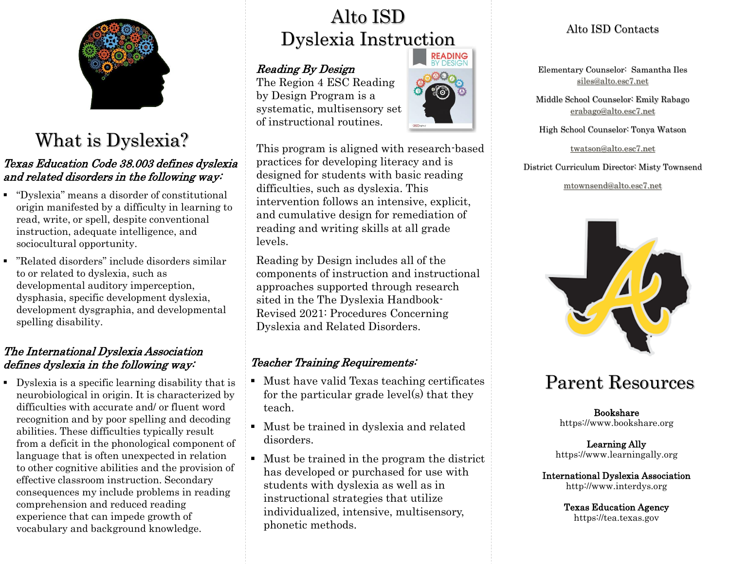# What is Dyslexia?

***Texas Education Code 38.003 defines dyslexia and related disorders in the following way:***

- "Dyslexia" means a disorder of constitutional origin manifested by a difficulty in learning to read, write, or spell, despite conventional instruction, adequate intelligence, and sociocultural opportunity.
- "Related disorders" include disorders similar to or related to dyslexia, such as developmental auditory imperception, dysphasia, specific development dyslexia, development dysgraphia, and developmental spelling disability.

***The International Dyslexia Association defines dyslexia in the following way:***

- Dyslexia is a specific learning disability that is neurobiological in origin. It is characterized by difficulties with accurate and/ or fluent word recognition and by poor spelling and decoding abilities. These difficulties typically result from a deficit in the phonological component of language that is often unexpected in relation to other cognitive abilities and the provision of effective classroom instruction. Secondary consequences my include problems in reading comprehension and reduced reading experience that can impede growth of vocabulary and background knowledge.

# Alto ISD Dyslexia Instruction

***Reading By Design***

The Region 4 ESC Reading by Design Program is a systematic, multisensory set of instructional routines.

This program is aligned with research-based practices for developing literacy and is designed for students with basic reading difficulties, such as dyslexia. This intervention follows an intensive, explicit, and cumulative design for remediation of reading and writing skills at all grade levels.

Reading by Design includes all of the components of instruction and instructional approaches supported through research sited in the The Dyslexia Handbook-Revised 2021: Procedures Concerning Dyslexia and Related Disorders.

***Teacher Training Requirements:***

- Must have valid Texas teaching certificates for the particular grade level(s) that they teach.
- Must be trained in dyslexia and related disorders.
- Must be trained in the program the district has developed or purchased for use with students with dyslexia as well as in instructional strategies that utilize individualized, intensive, multisensory, phonetic methods.

## Alto ISD Contacts

Elementary Counselor: Samantha Iles
siles@alto.esc7.net

Middle School Counselor: Emily Rabago
erabago@alto.esc7.net

High School Counselor: Tonya Watson
twatson@alto.esc7.net

District Curriculum Director: Misty Townsend
mtownsend@alto.esc7.net

# Parent Resources

**Bookshare**
https://www.bookshare.org

**Learning Ally**
https://www.learningally.org

**International Dyslexia Association**
http://www.interdys.org

**Texas Education Agency**
https://tea.texas.gov